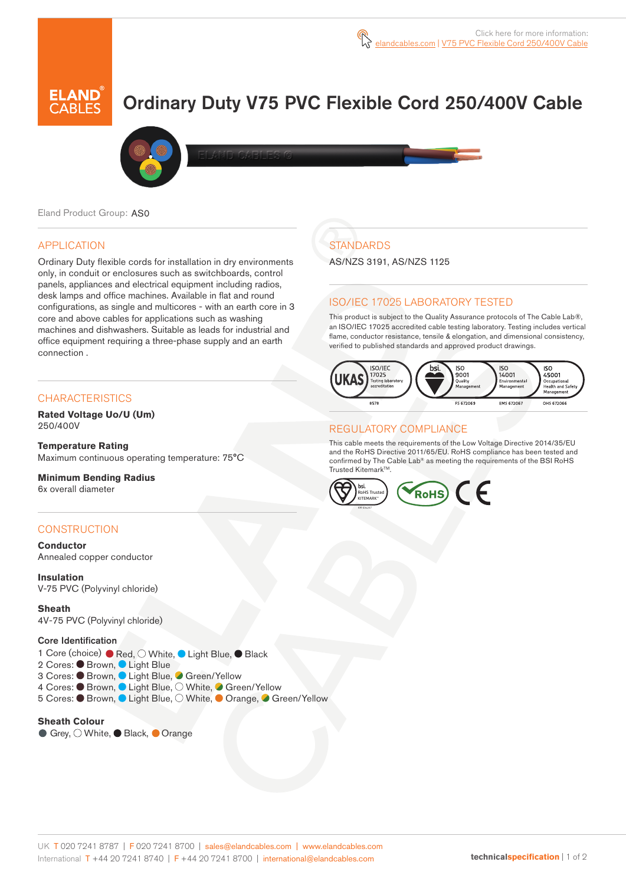Click here for more information: elandcables.com | V75 PVC Flexible Cord 250/400V Cable

# Ordinary Duty V75 PVC Flexible Cord 250/400V Cable

Eland Product Group: AS0

## APPLICATION

Ordinary Duty flexible cords for installation in dry environments only, in conduit or enclosures such as switchboards, control panels, appliances and electrical equipment including radios, desk lamps and office machines. Available in flat and round configurations, as single and multicores - with an earth core in 3 core and above cables for applications such as washing machines and dishwashers. Suitable as leads for industrial and office equipment requiring a three-phase supply and an earth connection .

## CHARACTERISTICS

**Rated Voltage Uo/U (Um)**
250/400V

**Temperature Rating**
Maximum continuous operating temperature: 75°C

**Minimum Bending Radius**
6x overall diameter

## CONSTRUCTION

**Conductor**
Annealed copper conductor

**Insulation**
V-75 PVC (Polyvinyl chloride)

**Sheath**
4V-75 PVC (Polyvinyl chloride)

**Core Identification**
1 Core (choice) Red, White, Light Blue, Black
2 Cores: Brown, Light Blue
3 Cores: Brown, Light Blue, Green/Yellow
4 Cores: Brown, Light Blue, White, Green/Yellow
5 Cores: Brown, Light Blue, White, Orange, Green/Yellow

**Sheath Colour**
Grey, White, Black, Orange

## STANDARDS

AS/NZS 3191, AS/NZS 1125

## ISO/IEC 17025 LABORATORY TESTED

This product is subject to the Quality Assurance protocols of The Cable Lab®, an ISO/IEC 17025 accredited cable testing laboratory. Testing includes vertical flame, conductor resistance, tensile & elongation, and dimensional consistency, verified to published standards and approved product drawings.

UKAS ISO/IEC 17025 Testing laboratory accreditation 8578 | bsi ISO 9001 Quality Management FS 672069 | ISO 14001 Environmental Management EMS 672067 | ISO 45001 Occupational Health and Safety Management OHS 672066

## REGULATORY COMPLIANCE

This cable meets the requirements of the Low Voltage Directive 2014/35/EU and the RoHS Directive 2011/65/EU. RoHS compliance has been tested and confirmed by The Cable Lab® as meeting the requirements of the BSI RoHS Trusted Kitemark™.

bsi RoHS Trusted KITEMARK™ | RoHS | CE

UK T 020 7241 8787 | F 020 7241 8700 | sales@elandcables.com | www.elandcables.com
International T +44 20 7241 8740 | F +44 20 7241 8700 | international@elandcables.com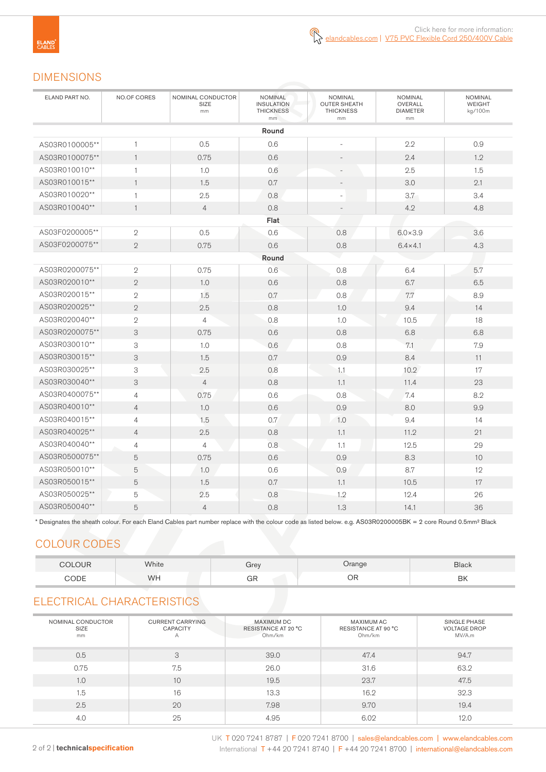Click here for more information: elandcables.com | V75 PVC Flexible Cord 250/400V Cable

## DIMENSIONS

| ELAND PART NO. | NO.OF CORES | NOMINAL CONDUCTOR SIZE mm | NOMINAL INSULATION THICKNESS mm | NOMINAL OUTER SHEATH THICKNESS mm | NOMINAL OVERALL DIAMETER mm | NOMINAL WEIGHT kg/100m |
|---|---|---|---|---|---|---|
| **Round** | | | | | | |
| AS03R0100005** | 1 | 0.5 | 0.6 | - | 2.2 | 0.9 |
| AS03R0100075** | 1 | 0.75 | 0.6 | - | 2.4 | 1.2 |
| AS03R010010** | 1 | 1.0 | 0.6 | - | 2.5 | 1.5 |
| AS03R010015** | 1 | 1.5 | 0.7 | - | 3.0 | 2.1 |
| AS03R010020** | 1 | 2.5 | 0.8 | - | 3.7 | 3.4 |
| AS03R010040** | 1 | 4 | 0.8 | - | 4.2 | 4.8 |
| **Flat** | | | | | | |
| AS03F0200005** | 2 | 0.5 | 0.6 | 0.8 | 6.0×3.9 | 3.6 |
| AS03F0200075** | 2 | 0.75 | 0.6 | 0.8 | 6.4×4.1 | 4.3 |
| **Round** | | | | | | |
| AS03R0200075** | 2 | 0.75 | 0.6 | 0.8 | 6.4 | 5.7 |
| AS03R020010** | 2 | 1.0 | 0.6 | 0.8 | 6.7 | 6.5 |
| AS03R020015** | 2 | 1.5 | 0.7 | 0.8 | 7.7 | 8.9 |
| AS03R020025** | 2 | 2.5 | 0.8 | 1.0 | 9.4 | 14 |
| AS03R020040** | 2 | 4 | 0.8 | 1.0 | 10.5 | 18 |
| AS03R0200075** | 3 | 0.75 | 0.6 | 0.8 | 6.8 | 6.8 |
| AS03R030010** | 3 | 1.0 | 0.6 | 0.8 | 7.1 | 7.9 |
| AS03R030015** | 3 | 1.5 | 0.7 | 0.9 | 8.4 | 11 |
| AS03R030025** | 3 | 2.5 | 0.8 | 1.1 | 10.2 | 17 |
| AS03R030040** | 3 | 4 | 0.8 | 1.1 | 11.4 | 23 |
| AS03R0400075** | 4 | 0.75 | 0.6 | 0.8 | 7.4 | 8.2 |
| AS03R040010** | 4 | 1.0 | 0.6 | 0.9 | 8.0 | 9.9 |
| AS03R040015** | 4 | 1.5 | 0.7 | 1.0 | 9.4 | 14 |
| AS03R040025** | 4 | 2.5 | 0.8 | 1.1 | 11.2 | 21 |
| AS03R040040** | 4 | 4 | 0.8 | 1.1 | 12.5 | 29 |
| AS03R0500075** | 5 | 0.75 | 0.6 | 0.9 | 8.3 | 10 |
| AS03R050010** | 5 | 1.0 | 0.6 | 0.9 | 8.7 | 12 |
| AS03R050015** | 5 | 1.5 | 0.7 | 1.1 | 10.5 | 17 |
| AS03R050025** | 5 | 2.5 | 0.8 | 1.2 | 12.4 | 26 |
| AS03R050040** | 5 | 4 | 0.8 | 1.3 | 14.1 | 36 |

* Designates the sheath colour. For each Eland Cables part number replace with the colour code as listed below. e.g. AS03R0200005BK = 2 core Round 0.5mm² Black

## COLOUR CODES

| COLOUR | White | Grey | Orange | Black |
|---|---|---|---|---|
| CODE | WH | GR | OR | BK |

## ELECTRICAL CHARACTERISTICS

| NOMINAL CONDUCTOR SIZE mm | CURRENT CARRYING CAPACITY A | MAXIMUM DC RESISTANCE AT 20 °C Ohm/km | MAXIMUM AC RESISTANCE AT 90 °C Ohm/km | SINGLE PHASE VOLTAGE DROP MV/A.m |
|---|---|---|---|---|
| 0.5 | 3 | 39.0 | 47.4 | 94.7 |
| 0.75 | 7.5 | 26.0 | 31.6 | 63.2 |
| 1.0 | 10 | 19.5 | 23.7 | 47.5 |
| 1.5 | 16 | 13.3 | 16.2 | 32.3 |
| 2.5 | 20 | 7.98 | 9.70 | 19.4 |
| 4.0 | 25 | 4.95 | 6.02 | 12.0 |

UK T 020 7241 8787 | F 020 7241 8700 | sales@elandcables.com | www.elandcables.com
International T +44 20 7241 8740 | F +44 20 7241 8700 | international@elandcables.com